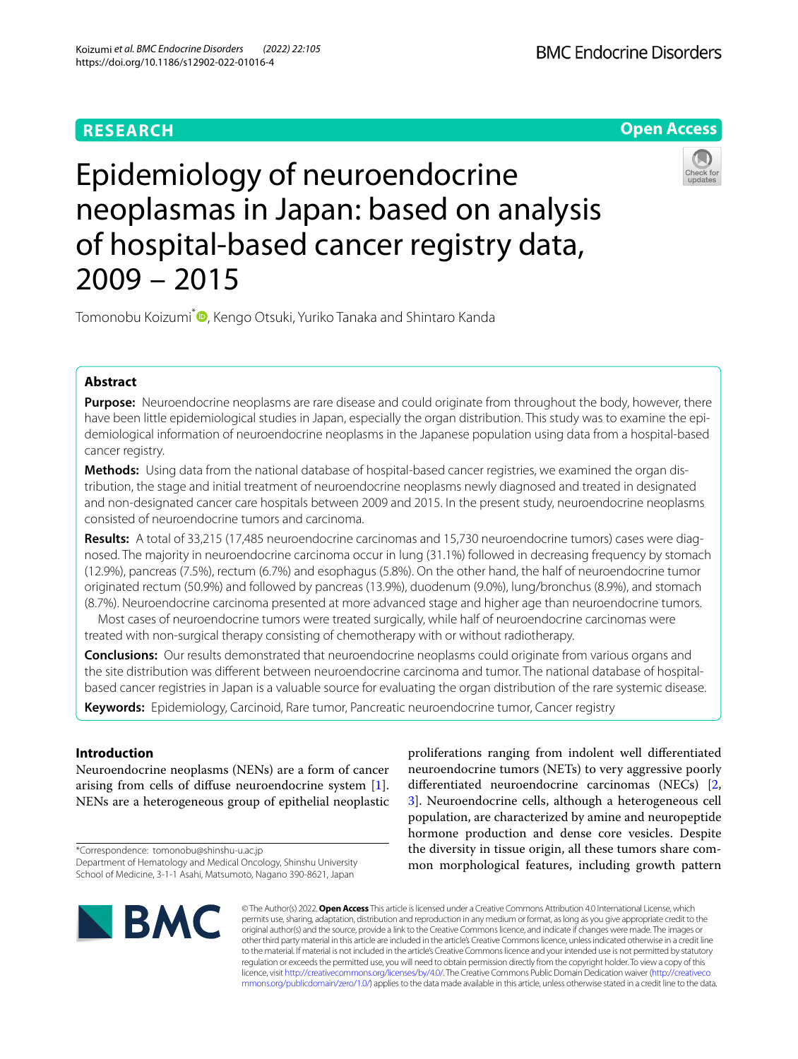RESEARCH

Open Access

# Epidemiology of neuroendocrine neoplasmas in Japan: based on analysis of hospital-based cancer registry data, 2009 – 2015

Tomonobu Koizumi*, Kengo Otsuki, Yuriko Tanaka and Shintaro Kanda

## Abstract

**Purpose:** Neuroendocrine neoplasms are rare disease and could originate from throughout the body, however, there have been little epidemiological studies in Japan, especially the organ distribution. This study was to examine the epidemiological information of neuroendocrine neoplasms in the Japanese population using data from a hospital-based cancer registry.

**Methods:** Using data from the national database of hospital-based cancer registries, we examined the organ distribution, the stage and initial treatment of neuroendocrine neoplasms newly diagnosed and treated in designated and non-designated cancer care hospitals between 2009 and 2015. In the present study, neuroendocrine neoplasms consisted of neuroendocrine tumors and carcinoma.

**Results:** A total of 33,215 (17,485 neuroendocrine carcinomas and 15,730 neuroendocrine tumors) cases were diagnosed. The majority in neuroendocrine carcinoma occur in lung (31.1%) followed in decreasing frequency by stomach (12.9%), pancreas (7.5%), rectum (6.7%) and esophagus (5.8%). On the other hand, the half of neuroendocrine tumor originated rectum (50.9%) and followed by pancreas (13.9%), duodenum (9.0%), lung/bronchus (8.9%), and stomach (8.7%). Neuroendocrine carcinoma presented at more advanced stage and higher age than neuroendocrine tumors.

Most cases of neuroendocrine tumors were treated surgically, while half of neuroendocrine carcinomas were treated with non-surgical therapy consisting of chemotherapy with or without radiotherapy.

**Conclusions:** Our results demonstrated that neuroendocrine neoplasms could originate from various organs and the site distribution was different between neuroendocrine carcinoma and tumor. The national database of hospital-based cancer registries in Japan is a valuable source for evaluating the organ distribution of the rare systemic disease.

**Keywords:** Epidemiology, Carcinoid, Rare tumor, Pancreatic neuroendocrine tumor, Cancer registry

## Introduction

Neuroendocrine neoplasms (NENs) are a form of cancer arising from cells of diffuse neuroendocrine system [1]. NENs are a heterogeneous group of epithelial neoplastic proliferations ranging from indolent well differentiated neuroendocrine tumors (NETs) to very aggressive poorly differentiated neuroendocrine carcinomas (NECs) [2, 3]. Neuroendocrine cells, although a heterogeneous cell population, are characterized by amine and neuropeptide hormone production and dense core vesicles. Despite the diversity in tissue origin, all these tumors share common morphological features, including growth pattern

*Correspondence: tomonobu@shinshu-u.ac.jp
Department of Hematology and Medical Oncology, Shinshu University School of Medicine, 3-1-1 Asahi, Matsumoto, Nagano 390-8621, Japan

© The Author(s) 2022. **Open Access** This article is licensed under a Creative Commons Attribution 4.0 International License, which permits use, sharing, adaptation, distribution and reproduction in any medium or format, as long as you give appropriate credit to the original author(s) and the source, provide a link to the Creative Commons licence, and indicate if changes were made. The images or other third party material in this article are included in the article's Creative Commons licence, unless indicated otherwise in a credit line to the material. If material is not included in the article's Creative Commons licence and your intended use is not permitted by statutory regulation or exceeds the permitted use, you will need to obtain permission directly from the copyright holder. To view a copy of this licence, visit http://creativecommons.org/licenses/by/4.0/. The Creative Commons Public Domain Dedication waiver (http://creativecommons.org/publicdomain/zero/1.0/) applies to the data made available in this article, unless otherwise stated in a credit line to the data.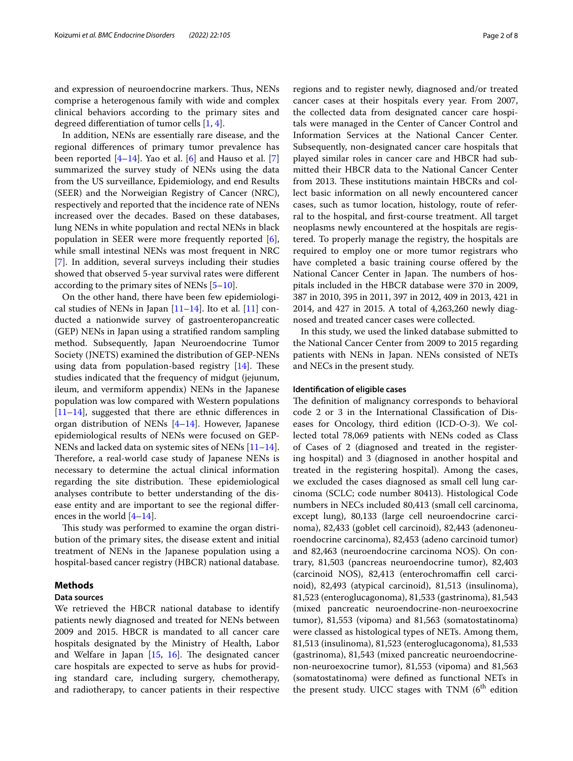and expression of neuroendocrine markers. Thus, NENs comprise a heterogenous family with wide and complex clinical behaviors according to the primary sites and degreed differentiation of tumor cells [1, 4].

In addition, NENs are essentially rare disease, and the regional differences of primary tumor prevalence has been reported [4–14]. Yao et al. [6] and Hauso et al. [7] summarized the survey study of NENs using the data from the US surveillance, Epidemiology, and end Results (SEER) and the Norweigian Registry of Cancer (NRC), respectively and reported that the incidence rate of NENs increased over the decades. Based on these databases, lung NENs in white population and rectal NENs in black population in SEER were more frequently reported [6], while small intestinal NENs was most frequent in NRC [7]. In addition, several surveys including their studies showed that observed 5-year survival rates were different according to the primary sites of NENs [5–10].

On the other hand, there have been few epidemiological studies of NENs in Japan [11–14]. Ito et al. [11] conducted a nationwide survey of gastroenteropancreatic (GEP) NENs in Japan using a stratified random sampling method. Subsequently, Japan Neuroendocrine Tumor Society (JNETS) examined the distribution of GEP-NENs using data from population-based registry [14]. These studies indicated that the frequency of midgut (jejunum, ileum, and vermiform appendix) NENs in the Japanese population was low compared with Western populations [11–14], suggested that there are ethnic differences in organ distribution of NENs [4–14]. However, Japanese epidemiological results of NENs were focused on GEP-NENs and lacked data on systemic sites of NENs [11–14]. Therefore, a real-world case study of Japanese NENs is necessary to determine the actual clinical information regarding the site distribution. These epidemiological analyses contribute to better understanding of the disease entity and are important to see the regional differences in the world [4–14].

This study was performed to examine the organ distribution of the primary sites, the disease extent and initial treatment of NENs in the Japanese population using a hospital-based cancer registry (HBCR) national database.

## Methods

### Data sources

We retrieved the HBCR national database to identify patients newly diagnosed and treated for NENs between 2009 and 2015. HBCR is mandated to all cancer care hospitals designated by the Ministry of Health, Labor and Welfare in Japan [15, 16]. The designated cancer care hospitals are expected to serve as hubs for providing standard care, including surgery, chemotherapy, and radiotherapy, to cancer patients in their respective regions and to register newly, diagnosed and/or treated cancer cases at their hospitals every year. From 2007, the collected data from designated cancer care hospitals were managed in the Center of Cancer Control and Information Services at the National Cancer Center. Subsequently, non-designated cancer care hospitals that played similar roles in cancer care and HBCR had submitted their HBCR data to the National Cancer Center from 2013. These institutions maintain HBCRs and collect basic information on all newly encountered cancer cases, such as tumor location, histology, route of referral to the hospital, and first-course treatment. All target neoplasms newly encountered at the hospitals are registered. To properly manage the registry, the hospitals are required to employ one or more tumor registrars who have completed a basic training course offered by the National Cancer Center in Japan. The numbers of hospitals included in the HBCR database were 370 in 2009, 387 in 2010, 395 in 2011, 397 in 2012, 409 in 2013, 421 in 2014, and 427 in 2015. A total of 4,263,260 newly diagnosed and treated cancer cases were collected.

In this study, we used the linked database submitted to the National Cancer Center from 2009 to 2015 regarding patients with NENs in Japan. NENs consisted of NETs and NECs in the present study.

### Identification of eligible cases

The definition of malignancy corresponds to behavioral code 2 or 3 in the International Classification of Diseases for Oncology, third edition (ICD-O-3). We collected total 78,069 patients with NENs coded as Class of Cases of 2 (diagnosed and treated in the registering hospital) and 3 (diagnosed in another hospital and treated in the registering hospital). Among the cases, we excluded the cases diagnosed as small cell lung carcinoma (SCLC; code number 80413). Histological Code numbers in NECs included 80,413 (small cell carcinoma, except lung), 80,133 (large cell neuroendocrine carcinoma), 82,433 (goblet cell carcinoid), 82,443 (adenoneuroendocrine carcinoma), 82,453 (adeno carcinoid tumor) and 82,463 (neuroendocrine carcinoma NOS). On contrary, 81,503 (pancreas neuroendocrine tumor), 82,403 (carcinoid NOS), 82,413 (enterochromaffin cell carcinoid), 82,493 (atypical carcinoid), 81,513 (insulinoma), 81,523 (enteroglucagonoma), 81,533 (gastrinoma), 81,543 (mixed pancreatic neuroendocrine-non-neuroexocrine tumor), 81,553 (vipoma) and 81,563 (somatostatinoma) were classed as histological types of NETs. Among them, 81,513 (insulinoma), 81,523 (enteroglucagonoma), 81,533 (gastrinoma), 81,543 (mixed pancreatic neuroendocrine-non-neuroexocrine tumor), 81,553 (vipoma) and 81,563 (somatostatinoma) were defined as functional NETs in the present study. UICC stages with TNM (6th edition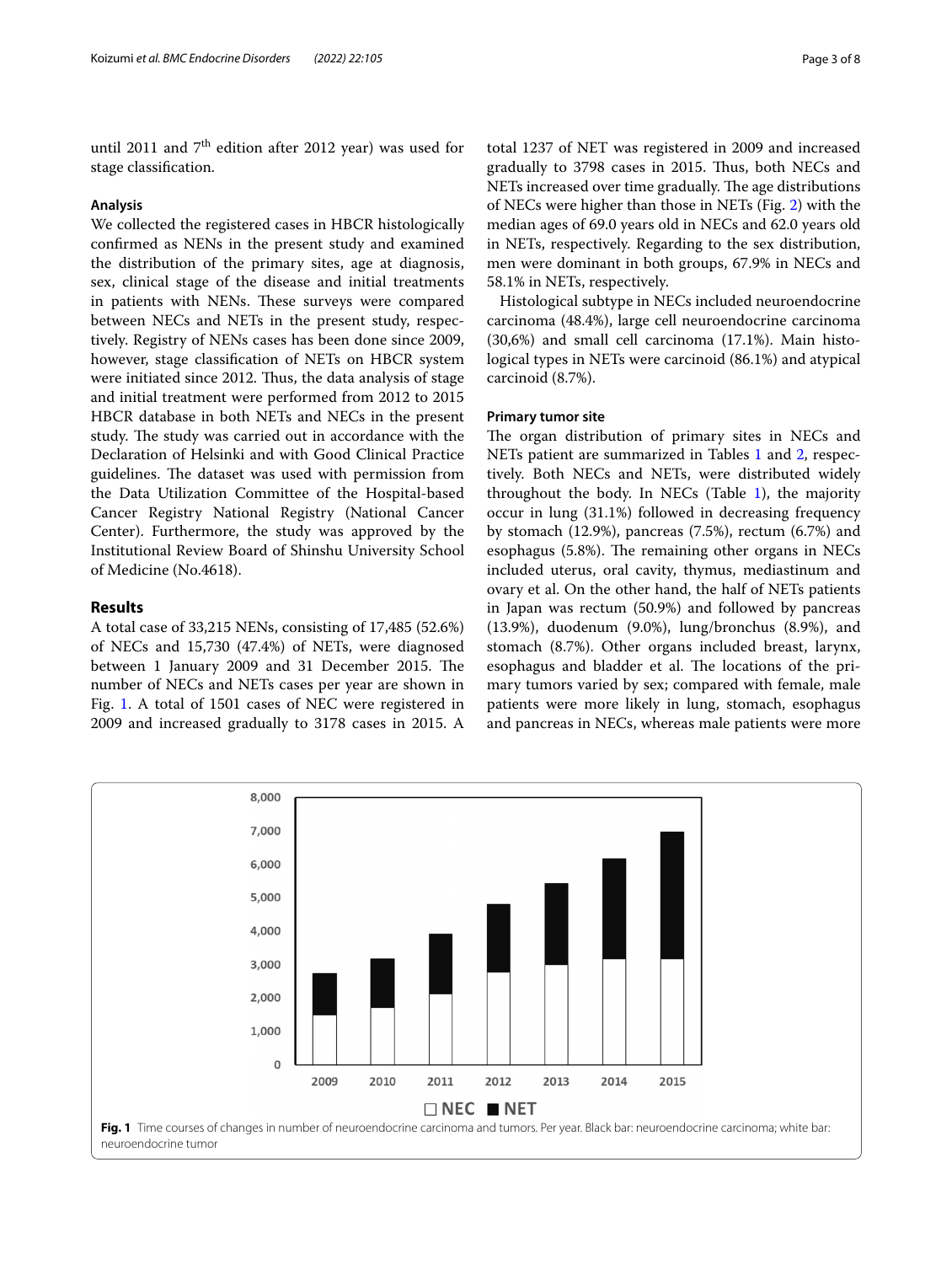until 2011 and 7th edition after 2012 year) was used for stage classification.

### Analysis

We collected the registered cases in HBCR histologically confirmed as NENs in the present study and examined the distribution of the primary sites, age at diagnosis, sex, clinical stage of the disease and initial treatments in patients with NENs. These surveys were compared between NECs and NETs in the present study, respectively. Registry of NENs cases has been done since 2009, however, stage classification of NETs on HBCR system were initiated since 2012. Thus, the data analysis of stage and initial treatment were performed from 2012 to 2015 HBCR database in both NETs and NECs in the present study. The study was carried out in accordance with the Declaration of Helsinki and with Good Clinical Practice guidelines. The dataset was used with permission from the Data Utilization Committee of the Hospital-based Cancer Registry National Registry (National Cancer Center). Furthermore, the study was approved by the Institutional Review Board of Shinshu University School of Medicine (No.4618).

## Results

A total case of 33,215 NENs, consisting of 17,485 (52.6%) of NECs and 15,730 (47.4%) of NETs, were diagnosed between 1 January 2009 and 31 December 2015. The number of NECs and NETs cases per year are shown in Fig. 1. A total of 1501 cases of NEC were registered in 2009 and increased gradually to 3178 cases in 2015. A total 1237 of NET was registered in 2009 and increased gradually to 3798 cases in 2015. Thus, both NECs and NETs increased over time gradually. The age distributions of NECs were higher than those in NETs (Fig. 2) with the median ages of 69.0 years old in NECs and 62.0 years old in NETs, respectively. Regarding to the sex distribution, men were dominant in both groups, 67.9% in NECs and 58.1% in NETs, respectively.

Histological subtype in NECs included neuroendocrine carcinoma (48.4%), large cell neuroendocrine carcinoma (30,6%) and small cell carcinoma (17.1%). Main histological types in NETs were carcinoid (86.1%) and atypical carcinoid (8.7%).

### Primary tumor site

The organ distribution of primary sites in NECs and NETs patient are summarized in Tables 1 and 2, respectively. Both NECs and NETs, were distributed widely throughout the body. In NECs (Table 1), the majority occur in lung (31.1%) followed in decreasing frequency by stomach (12.9%), pancreas (7.5%), rectum (6.7%) and esophagus (5.8%). The remaining other organs in NECs included uterus, oral cavity, thymus, mediastinum and ovary et al. On the other hand, the half of NETs patients in Japan was rectum (50.9%) and followed by pancreas (13.9%), duodenum (9.0%), lung/bronchus (8.9%), and stomach (8.7%). Other organs included breast, larynx, esophagus and bladder et al. The locations of the primary tumors varied by sex; compared with female, male patients were more likely in lung, stomach, esophagus and pancreas in NECs, whereas male patients were more

**Fig. 1** Time courses of changes in number of neuroendocrine carcinoma and tumors. Per year. Black bar: neuroendocrine carcinoma; white bar: neuroendocrine tumor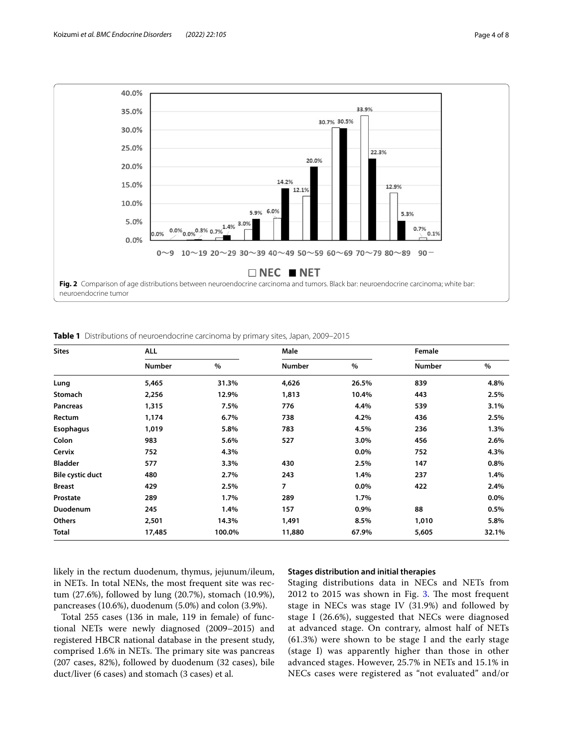Fig. 2 Comparison of age distributions between neuroendocrine carcinoma and tumors. Black bar: neuroendocrine carcinoma; white bar: neuroendocrine tumor

**Table 1** Distributions of neuroendocrine carcinoma by primary sites, Japan, 2009–2015

| Sites | ALL | | Male | | Female | |
|---|---|---|---|---|---|---|
| | Number | % | Number | % | Number | % |
| **Lung** | **5,465** | **31.3%** | **4,626** | **26.5%** | **839** | **4.8%** |
| **Stomach** | **2,256** | **12.9%** | **1,813** | **10.4%** | **443** | **2.5%** |
| **Pancreas** | **1,315** | **7.5%** | **776** | **4.4%** | **539** | **3.1%** |
| **Rectum** | **1,174** | **6.7%** | **738** | **4.2%** | **436** | **2.5%** |
| **Esophagus** | **1,019** | **5.8%** | **783** | **4.5%** | **236** | **1.3%** |
| **Colon** | **983** | **5.6%** | **527** | **3.0%** | **456** | **2.6%** |
| **Cervix** | **752** | **4.3%** | | **0.0%** | **752** | **4.3%** |
| **Bladder** | **577** | **3.3%** | **430** | **2.5%** | **147** | **0.8%** |
| **Bile cystic duct** | **480** | **2.7%** | **243** | **1.4%** | **237** | **1.4%** |
| **Breast** | **429** | **2.5%** | **7** | **0.0%** | **422** | **2.4%** |
| **Prostate** | **289** | **1.7%** | **289** | **1.7%** | | **0.0%** |
| **Duodenum** | **245** | **1.4%** | **157** | **0.9%** | **88** | **0.5%** |
| **Others** | **2,501** | **14.3%** | **1,491** | **8.5%** | **1,010** | **5.8%** |
| **Total** | **17,485** | **100.0%** | **11,880** | **67.9%** | **5,605** | **32.1%** |

likely in the rectum duodenum, thymus, jejunum/ileum, in NETs. In total NENs, the most frequent site was rectum (27.6%), followed by lung (20.7%), stomach (10.9%), pancreases (10.6%), duodenum (5.0%) and colon (3.9%).

Total 255 cases (136 in male, 119 in female) of functional NETs were newly diagnosed (2009–2015) and registered HBCR national database in the present study, comprised 1.6% in NETs. The primary site was pancreas (207 cases, 82%), followed by duodenum (32 cases), bile duct/liver (6 cases) and stomach (3 cases) et al.

### Stages distribution and initial therapies

Staging distributions data in NECs and NETs from 2012 to 2015 was shown in Fig. 3. The most frequent stage in NECs was stage IV (31.9%) and followed by stage I (26.6%), suggested that NECs were diagnosed at advanced stage. On contrary, almost half of NETs (61.3%) were shown to be stage I and the early stage (stage I) was apparently higher than those in other advanced stages. However, 25.7% in NETs and 15.1% in NECs cases were registered as "not evaluated" and/or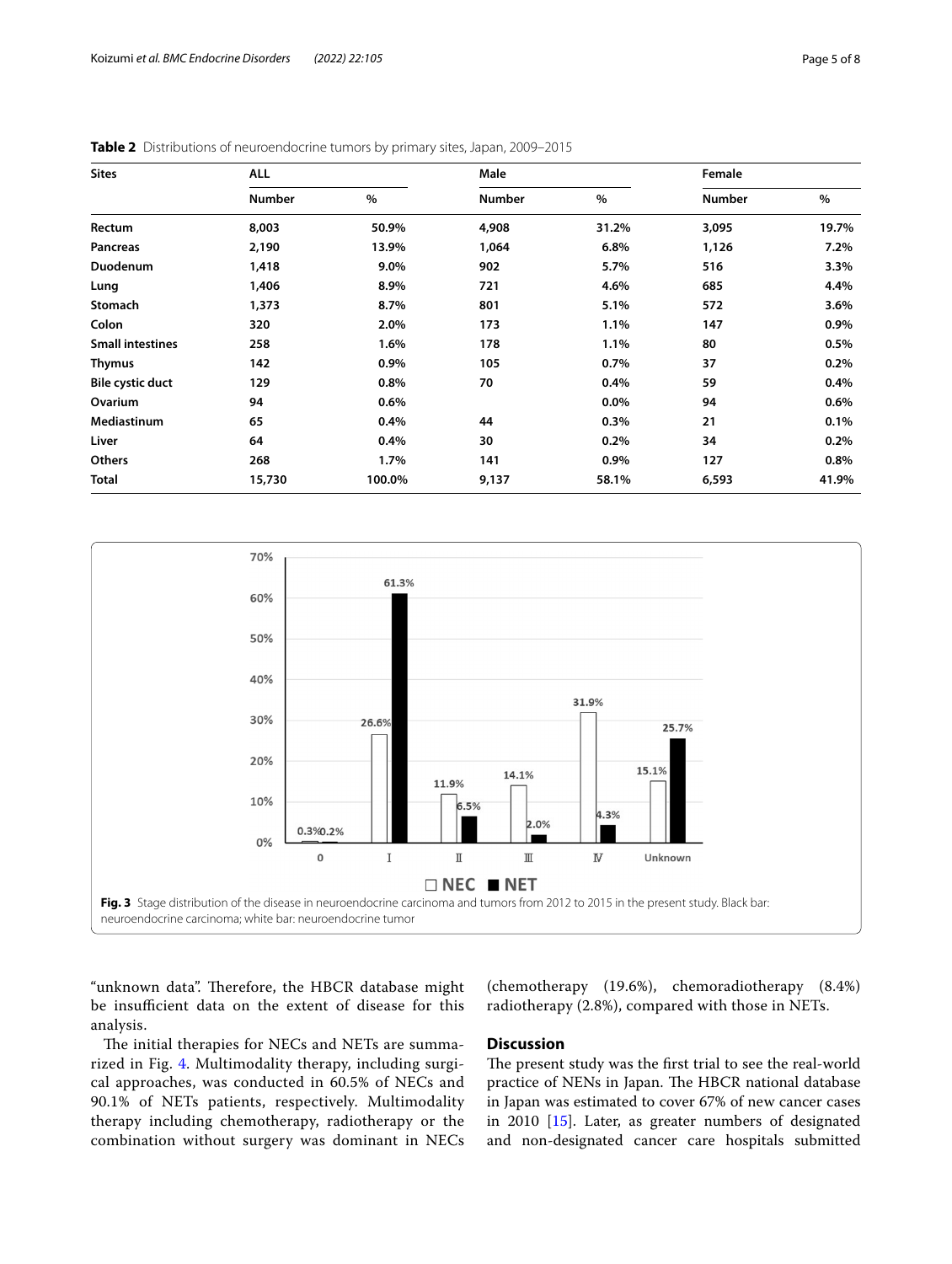**Table 2** Distributions of neuroendocrine tumors by primary sites, Japan, 2009–2015

| Sites | ALL | | Male | | Female | |
|---|---|---|---|---|---|---|
| | Number | % | Number | % | Number | % |
| Rectum | 8,003 | 50.9% | 4,908 | 31.2% | 3,095 | 19.7% |
| Pancreas | 2,190 | 13.9% | 1,064 | 6.8% | 1,126 | 7.2% |
| Duodenum | 1,418 | 9.0% | 902 | 5.7% | 516 | 3.3% |
| Lung | 1,406 | 8.9% | 721 | 4.6% | 685 | 4.4% |
| Stomach | 1,373 | 8.7% | 801 | 5.1% | 572 | 3.6% |
| Colon | 320 | 2.0% | 173 | 1.1% | 147 | 0.9% |
| Small intestines | 258 | 1.6% | 178 | 1.1% | 80 | 0.5% |
| Thymus | 142 | 0.9% | 105 | 0.7% | 37 | 0.2% |
| Bile cystic duct | 129 | 0.8% | 70 | 0.4% | 59 | 0.4% |
| Ovarium | 94 | 0.6% | | 0.0% | 94 | 0.6% |
| Mediastinum | 65 | 0.4% | 44 | 0.3% | 21 | 0.1% |
| Liver | 64 | 0.4% | 30 | 0.2% | 34 | 0.2% |
| Others | 268 | 1.7% | 141 | 0.9% | 127 | 0.8% |
| Total | 15,730 | 100.0% | 9,137 | 58.1% | 6,593 | 41.9% |

**Fig. 3** Stage distribution of the disease in neuroendocrine carcinoma and tumors from 2012 to 2015 in the present study. Black bar: neuroendocrine carcinoma; white bar: neuroendocrine tumor

"unknown data". Therefore, the HBCR database might be insufficient data on the extent of disease for this analysis.

The initial therapies for NECs and NETs are summarized in Fig. 4. Multimodality therapy, including surgical approaches, was conducted in 60.5% of NECs and 90.1% of NETs patients, respectively. Multimodality therapy including chemotherapy, radiotherapy or the combination without surgery was dominant in NECs (chemotherapy (19.6%), chemoradiotherapy (8.4%) radiotherapy (2.8%), compared with those in NETs.

## Discussion

The present study was the first trial to see the real-world practice of NENs in Japan. The HBCR national database in Japan was estimated to cover 67% of new cancer cases in 2010 [15]. Later, as greater numbers of designated and non-designated cancer care hospitals submitted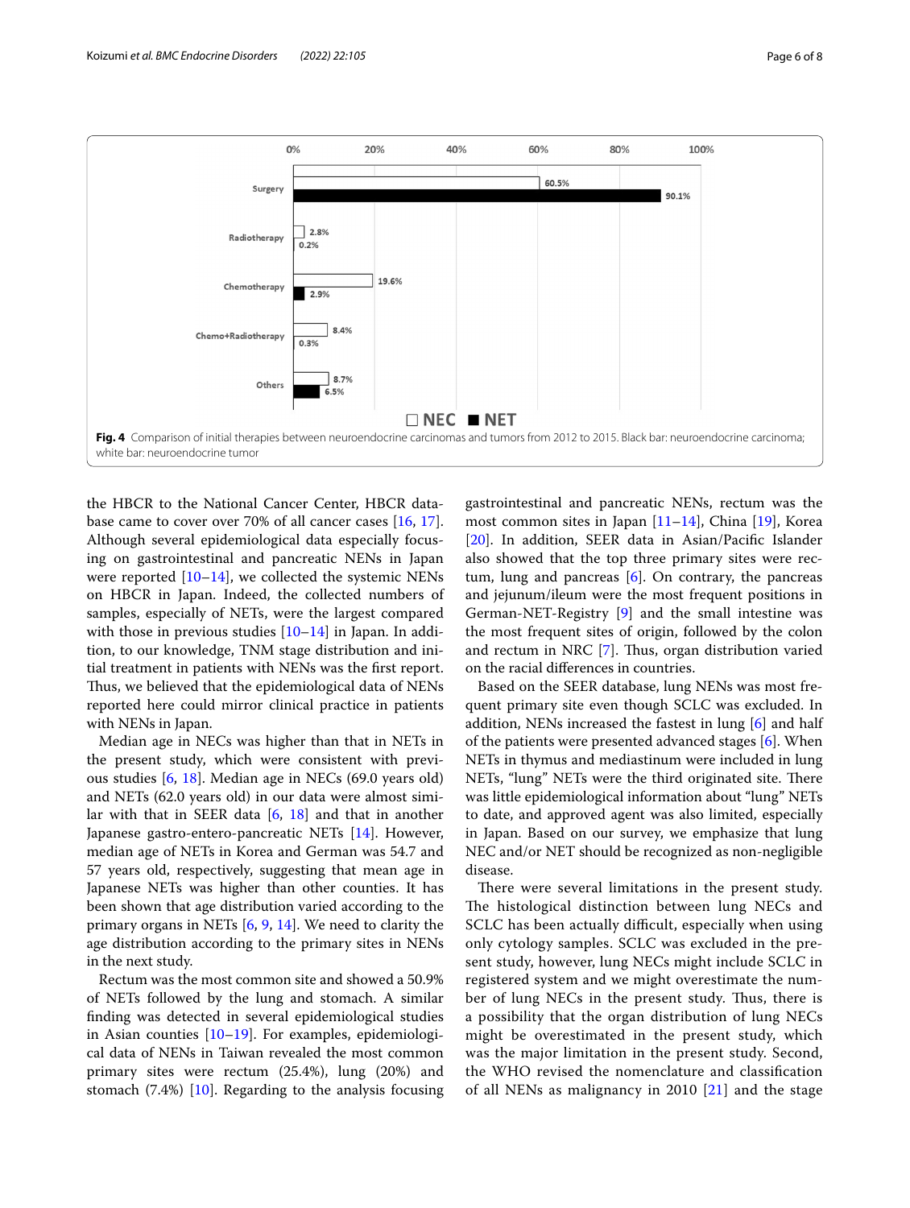Fig. 4 Comparison of initial therapies between neuroendocrine carcinomas and tumors from 2012 to 2015. Black bar: neuroendocrine carcinoma; white bar: neuroendocrine tumor

the HBCR to the National Cancer Center, HBCR database came to cover over 70% of all cancer cases [16, 17]. Although several epidemiological data especially focusing on gastrointestinal and pancreatic NENs in Japan were reported [10–14], we collected the systemic NENs on HBCR in Japan. Indeed, the collected numbers of samples, especially of NETs, were the largest compared with those in previous studies [10–14] in Japan. In addition, to our knowledge, TNM stage distribution and initial treatment in patients with NENs was the first report. Thus, we believed that the epidemiological data of NENs reported here could mirror clinical practice in patients with NENs in Japan.

Median age in NECs was higher than that in NETs in the present study, which were consistent with previous studies [6, 18]. Median age in NECs (69.0 years old) and NETs (62.0 years old) in our data were almost similar with that in SEER data [6, 18] and that in another Japanese gastro-entero-pancreatic NETs [14]. However, median age of NETs in Korea and German was 54.7 and 57 years old, respectively, suggesting that mean age in Japanese NETs was higher than other counties. It has been shown that age distribution varied according to the primary organs in NETs [6, 9, 14]. We need to clarity the age distribution according to the primary sites in NENs in the next study.

Rectum was the most common site and showed a 50.9% of NETs followed by the lung and stomach. A similar finding was detected in several epidemiological studies in Asian counties [10–19]. For examples, epidemiological data of NENs in Taiwan revealed the most common primary sites were rectum (25.4%), lung (20%) and stomach (7.4%) [10]. Regarding to the analysis focusing gastrointestinal and pancreatic NENs, rectum was the most common sites in Japan [11–14], China [19], Korea [20]. In addition, SEER data in Asian/Pacific Islander also showed that the top three primary sites were rectum, lung and pancreas [6]. On contrary, the pancreas and jejunum/ileum were the most frequent positions in German-NET-Registry [9] and the small intestine was the most frequent sites of origin, followed by the colon and rectum in NRC [7]. Thus, organ distribution varied on the racial differences in countries.

Based on the SEER database, lung NENs was most frequent primary site even though SCLC was excluded. In addition, NENs increased the fastest in lung [6] and half of the patients were presented advanced stages [6]. When NETs in thymus and mediastinum were included in lung NETs, "lung" NETs were the third originated site. There was little epidemiological information about "lung" NETs to date, and approved agent was also limited, especially in Japan. Based on our survey, we emphasize that lung NEC and/or NET should be recognized as non-negligible disease.

There were several limitations in the present study. The histological distinction between lung NECs and SCLC has been actually difficult, especially when using only cytology samples. SCLC was excluded in the present study, however, lung NECs might include SCLC in registered system and we might overestimate the number of lung NECs in the present study. Thus, there is a possibility that the organ distribution of lung NECs might be overestimated in the present study, which was the major limitation in the present study. Second, the WHO revised the nomenclature and classification of all NENs as malignancy in 2010 [21] and the stage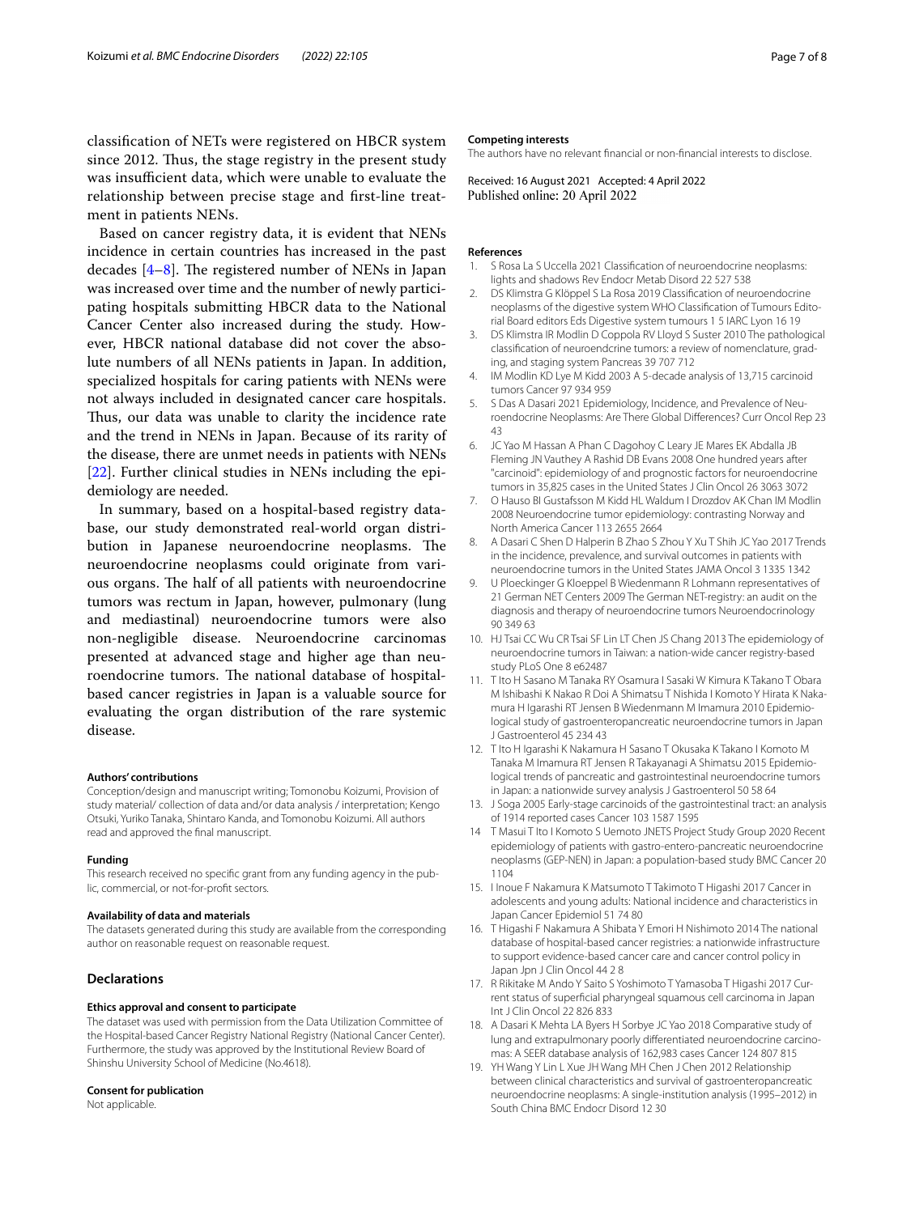classification of NETs were registered on HBCR system since 2012. Thus, the stage registry in the present study was insufficient data, which were unable to evaluate the relationship between precise stage and first-line treatment in patients NENs.

Based on cancer registry data, it is evident that NENs incidence in certain countries has increased in the past decades [4–8]. The registered number of NENs in Japan was increased over time and the number of newly participating hospitals submitting HBCR data to the National Cancer Center also increased during the study. However, HBCR national database did not cover the absolute numbers of all NENs patients in Japan. In addition, specialized hospitals for caring patients with NENs were not always included in designated cancer care hospitals. Thus, our data was unable to clarity the incidence rate and the trend in NENs in Japan. Because of its rarity of the disease, there are unmet needs in patients with NENs [22]. Further clinical studies in NENs including the epidemiology are needed.

In summary, based on a hospital-based registry database, our study demonstrated real-world organ distribution in Japanese neuroendocrine neoplasms. The neuroendocrine neoplasms could originate from various organs. The half of all patients with neuroendocrine tumors was rectum in Japan, however, pulmonary (lung and mediastinal) neuroendocrine tumors were also non-negligible disease. Neuroendocrine carcinomas presented at advanced stage and higher age than neuroendocrine tumors. The national database of hospital-based cancer registries in Japan is a valuable source for evaluating the organ distribution of the rare systemic disease.

#### Authors' contributions

Conception/design and manuscript writing; Tomonobu Koizumi, Provision of study material/ collection of data and/or data analysis / interpretation; Kengo Otsuki, Yuriko Tanaka, Shintaro Kanda, and Tomonobu Koizumi. All authors read and approved the final manuscript.

#### Funding

This research received no specific grant from any funding agency in the public, commercial, or not-for-profit sectors.

#### Availability of data and materials

The datasets generated during this study are available from the corresponding author on reasonable request on reasonable request.

### Declarations

#### Ethics approval and consent to participate

The dataset was used with permission from the Data Utilization Committee of the Hospital-based Cancer Registry National Registry (National Cancer Center). Furthermore, the study was approved by the Institutional Review Board of Shinshu University School of Medicine (No.4618).

#### Consent for publication

Not applicable.

#### Competing interests

The authors have no relevant financial or non-financial interests to disclose.

Received: 16 August 2021 Accepted: 4 April 2022
Published online: 20 April 2022

#### References

1. S Rosa La S Uccella 2021 Classification of neuroendocrine neoplasms: lights and shadows Rev Endocr Metab Disord 22 527 538
2. DS Klimstra G Klöppel S La Rosa 2019 Classification of neuroendocrine neoplasms of the digestive system WHO Classification of Tumours Editorial Board editors Eds Digestive system tumours 1 5 IARC Lyon 16 19
3. DS Klimstra IR Modlin D Coppola RV Lloyd S Suster 2010 The pathological classification of neuroendocrine tumors: a review of nomenclature, grading, and staging system Pancreas 39 707 712
4. IM Modlin KD Lye M Kidd 2003 A 5-decade analysis of 13,715 carcinoid tumors Cancer 97 934 959
5. S Das A Dasari 2021 Epidemiology, Incidence, and Prevalence of Neuroendocrine Neoplasms: Are There Global Differences? Curr Oncol Rep 23 43
6. JC Yao M Hassan A Phan C Dagohoy C Leary JE Mares EK Abdalla JB Fleming JN Vauthey A Rashid DB Evans 2008 One hundred years after "carcinoid": epidemiology of and prognostic factors for neuroendocrine tumors in 35,825 cases in the United States J Clin Oncol 26 3063 3072
7. O Hauso BI Gustafsson M Kidd HL Waldum I Drozdov AK Chan IM Modlin 2008 Neuroendocrine tumor epidemiology: contrasting Norway and North America Cancer 113 2655 2664
8. A Dasari C Shen D Halperin B Zhao S Zhou Y Xu T Shih JC Yao 2017 Trends in the incidence, prevalence, and survival outcomes in patients with neuroendocrine tumors in the United States JAMA Oncol 3 1335 1342
9. U Ploeckinger G Kloeppel B Wiedenmann R Lohmann representatives of 21 German NET Centers 2009 The German NET-registry: an audit on the diagnosis and therapy of neuroendocrine tumors Neuroendocrinology 90 349 63
10. HJ Tsai CC Wu CR Tsai SF Lin LT Chen JS Chang 2013 The epidemiology of neuroendocrine tumors in Taiwan: a nation-wide cancer registry-based study PLoS One 8 e62487
11. T Ito H Sasano M Tanaka RY Osamura I Sasaki W Kimura K Takano T Obara M Ishibashi K Nakao R Doi A Shimatsu T Nishida I Komoto Y Hirata K Nakamura H Igarashi RT Jensen B Wiedenmann M Imamura 2010 Epidemiological study of gastroenteropancreatic neuroendocrine tumors in Japan J Gastroenterol 45 234 43
12. T Ito H Igarashi K Nakamura H Sasano T Okusaka K Takano I Komoto M Tanaka M Imamura RT Jensen R Takayanagi A Shimatsu 2015 Epidemiological trends of pancreatic and gastrointestinal neuroendocrine tumors in Japan: a nationwide survey analysis J Gastroenterol 50 58 64
13. J Soga 2005 Early-stage carcinoids of the gastrointestinal tract: an analysis of 1914 reported cases Cancer 103 1587 1595
14. T Masui T Ito I Komoto S Uemoto JNETS Project Study Group 2020 Recent epidemiology of patients with gastro-entero-pancreatic neuroendocrine neoplasms (GEP-NEN) in Japan: a population-based study BMC Cancer 20 1104
15. I Inoue F Nakamura K Matsumoto T Takimoto T Higashi 2017 Cancer in adolescents and young adults: National incidence and characteristics in Japan Cancer Epidemiol 51 74 80
16. T Higashi F Nakamura A Shibata Y Emori H Nishimoto 2014 The national database of hospital-based cancer registries: a nationwide infrastructure to support evidence-based cancer care and cancer control policy in Japan Jpn J Clin Oncol 44 2 8
17. R Rikitake M Ando Y Saito S Yoshimoto T Yamasoba T Higashi 2017 Current status of superficial pharyngeal squamous cell carcinoma in Japan Int J Clin Oncol 22 826 833
18. A Dasari K Mehta LA Byers H Sorbye JC Yao 2018 Comparative study of lung and extrapulmonary poorly differentiated neuroendocrine carcinomas: A SEER database analysis of 162,983 cases Cancer 124 807 815
19. YH Wang Y Lin L Xue JH Wang MH Chen J Chen 2012 Relationship between clinical characteristics and survival of gastroenteropancreatic neuroendocrine neoplasms: A single-institution analysis (1995–2012) in South China BMC Endocr Disord 12 30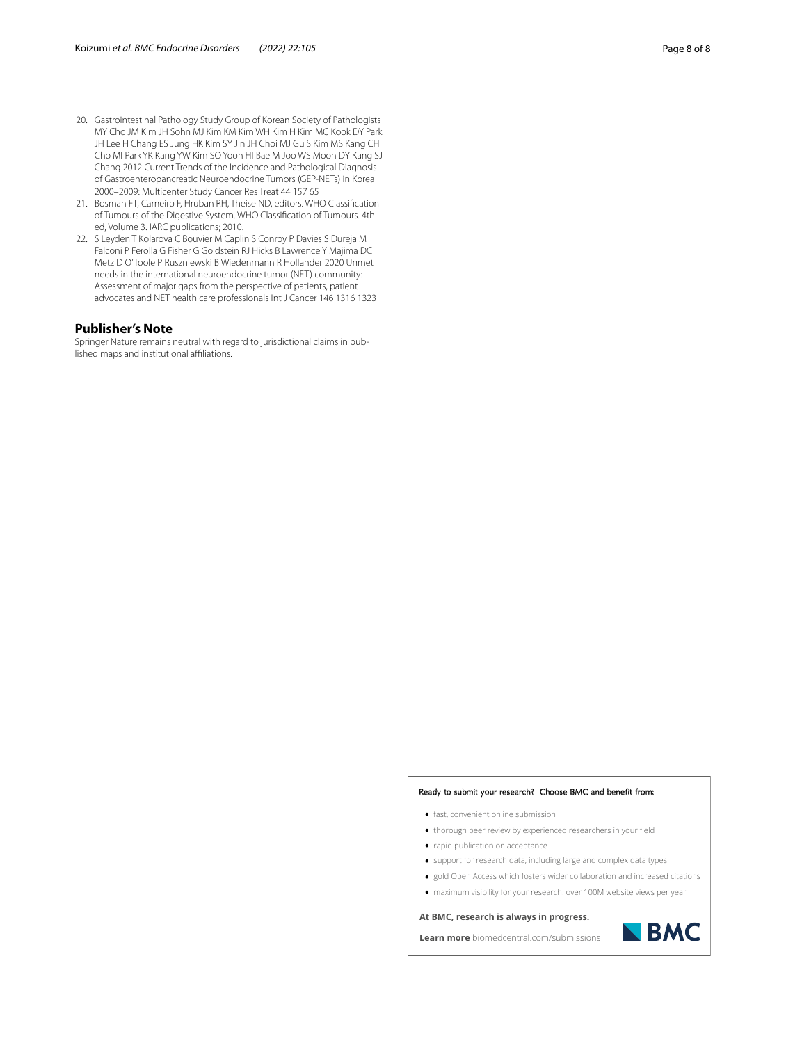20. Gastrointestinal Pathology Study Group of Korean Society of Pathologists MY Cho JM Kim JH Sohn MJ Kim KM Kim WH Kim H Kim MC Kook DY Park JH Lee H Chang ES Jung HK Kim SY Jin JH Choi MJ Gu S Kim MS Kang CH Cho MI Park YK Kang YW Kim SO Yoon HI Bae M Joo WS Moon DY Kang SJ Chang 2012 Current Trends of the Incidence and Pathological Diagnosis of Gastroenteropancreatic Neuroendocrine Tumors (GEP-NETs) in Korea 2000–2009: Multicenter Study Cancer Res Treat 44 157 65
21. Bosman FT, Carneiro F, Hruban RH, Theise ND, editors. WHO Classification of Tumours of the Digestive System. WHO Classification of Tumours. 4th ed, Volume 3. IARC publications; 2010.
22. S Leyden T Kolarova C Bouvier M Caplin S Conroy P Davies S Dureja M Falconi P Ferolla G Fisher G Goldstein RJ Hicks B Lawrence Y Majima DC Metz D O'Toole P Ruszniewski B Wiedenmann R Hollander 2020 Unmet needs in the international neuroendocrine tumor (NET) community: Assessment of major gaps from the perspective of patients, patient advocates and NET health care professionals Int J Cancer 146 1316 1323

## Publisher's Note

Springer Nature remains neutral with regard to jurisdictional claims in published maps and institutional affiliations.

Ready to submit your research? Choose BMC and benefit from:

- fast, convenient online submission
- thorough peer review by experienced researchers in your field
- rapid publication on acceptance
- support for research data, including large and complex data types
- gold Open Access which fosters wider collaboration and increased citations
- maximum visibility for your research: over 100M website views per year

**At BMC, research is always in progress.**

**Learn more** biomedcentral.com/submissions